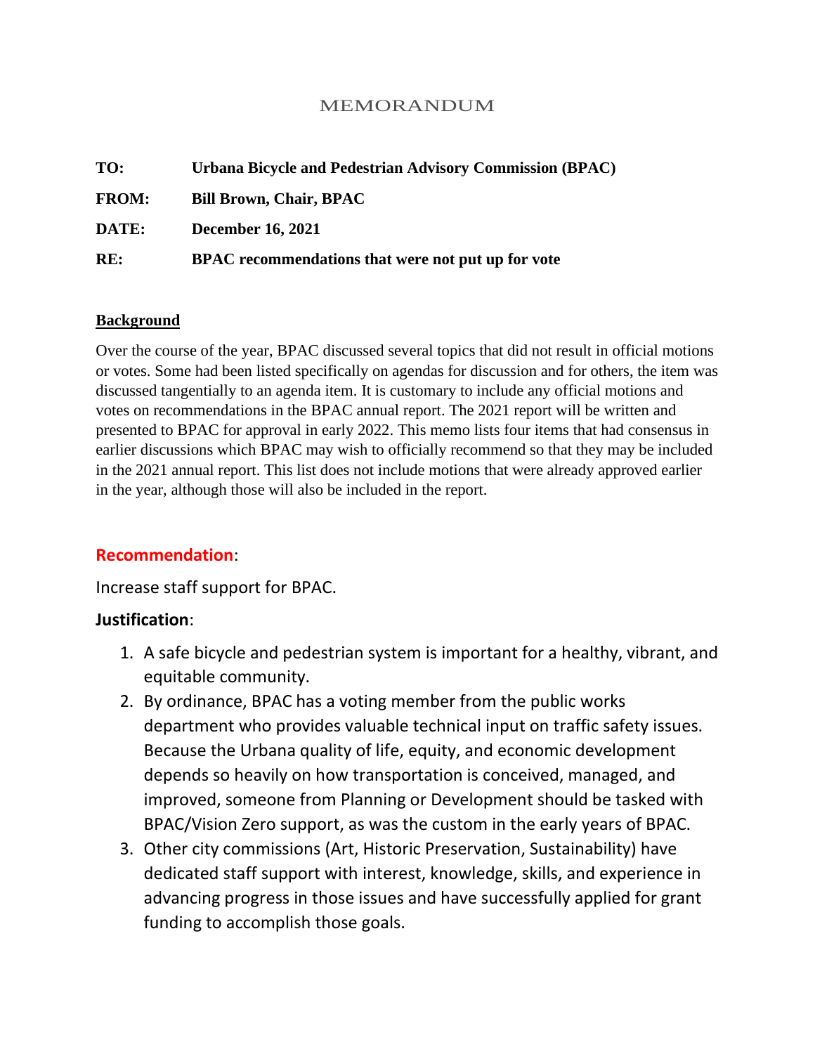# MEMORANDUM

**TO:** **Urbana Bicycle and Pedestrian Advisory Commission (BPAC)**

**FROM:** **Bill Brown, Chair, BPAC**

**DATE:** **December 16, 2021**

**RE:** **BPAC recommendations that were not put up for vote**

## Background

Over the course of the year, BPAC discussed several topics that did not result in official motions or votes. Some had been listed specifically on agendas for discussion and for others, the item was discussed tangentially to an agenda item. It is customary to include any official motions and votes on recommendations in the BPAC annual report. The 2021 report will be written and presented to BPAC for approval in early 2022. This memo lists four items that had consensus in earlier discussions which BPAC may wish to officially recommend so that they may be included in the 2021 annual report. This list does not include motions that were already approved earlier in the year, although those will also be included in the report.

**Recommendation**:

Increase staff support for BPAC.

**Justification**:

1. A safe bicycle and pedestrian system is important for a healthy, vibrant, and equitable community.
2. By ordinance, BPAC has a voting member from the public works department who provides valuable technical input on traffic safety issues. Because the Urbana quality of life, equity, and economic development depends so heavily on how transportation is conceived, managed, and improved, someone from Planning or Development should be tasked with BPAC/Vision Zero support, as was the custom in the early years of BPAC.
3. Other city commissions (Art, Historic Preservation, Sustainability) have dedicated staff support with interest, knowledge, skills, and experience in advancing progress in those issues and have successfully applied for grant funding to accomplish those goals.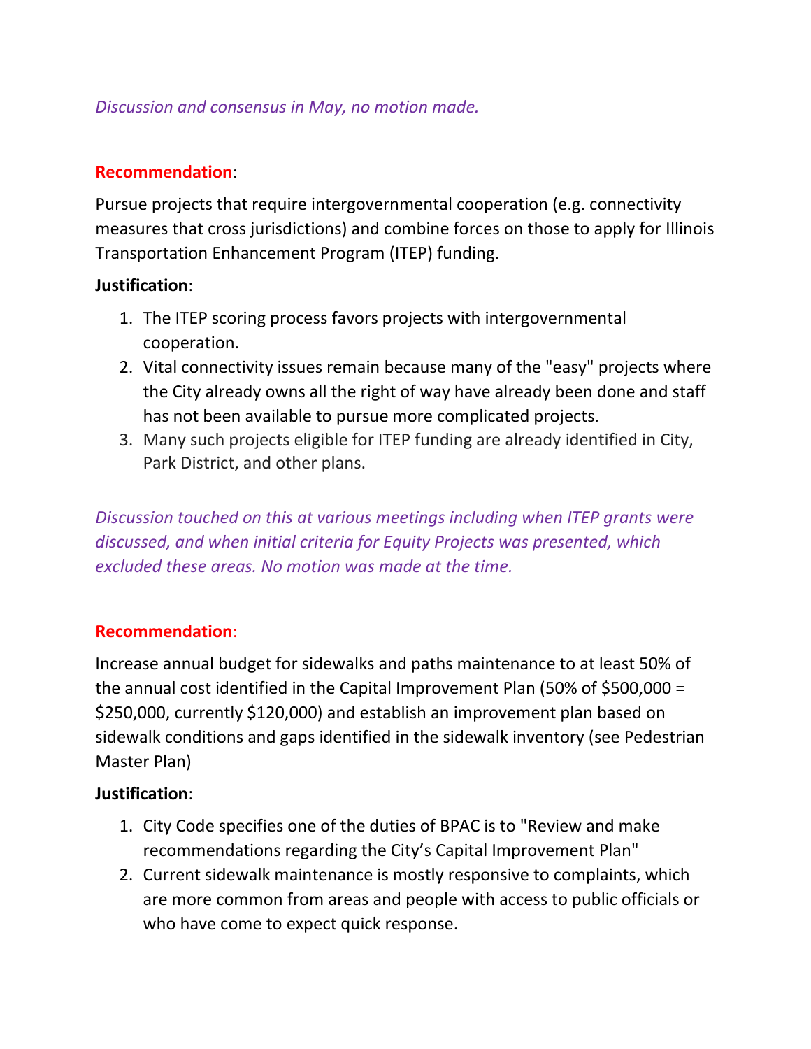*Discussion and consensus in May, no motion made.*

**Recommendation**:

Pursue projects that require intergovernmental cooperation (e.g. connectivity measures that cross jurisdictions) and combine forces on those to apply for Illinois Transportation Enhancement Program (ITEP) funding.

**Justification**:

1. The ITEP scoring process favors projects with intergovernmental cooperation.
2. Vital connectivity issues remain because many of the "easy" projects where the City already owns all the right of way have already been done and staff has not been available to pursue more complicated projects.
3. Many such projects eligible for ITEP funding are already identified in City, Park District, and other plans.

*Discussion touched on this at various meetings including when ITEP grants were discussed, and when initial criteria for Equity Projects was presented, which excluded these areas. No motion was made at the time.*

**Recommendation**:

Increase annual budget for sidewalks and paths maintenance to at least 50% of the annual cost identified in the Capital Improvement Plan (50% of $500,000 = $250,000, currently $120,000) and establish an improvement plan based on sidewalk conditions and gaps identified in the sidewalk inventory (see Pedestrian Master Plan)

**Justification**:

1. City Code specifies one of the duties of BPAC is to "Review and make recommendations regarding the City's Capital Improvement Plan"
2. Current sidewalk maintenance is mostly responsive to complaints, which are more common from areas and people with access to public officials or who have come to expect quick response.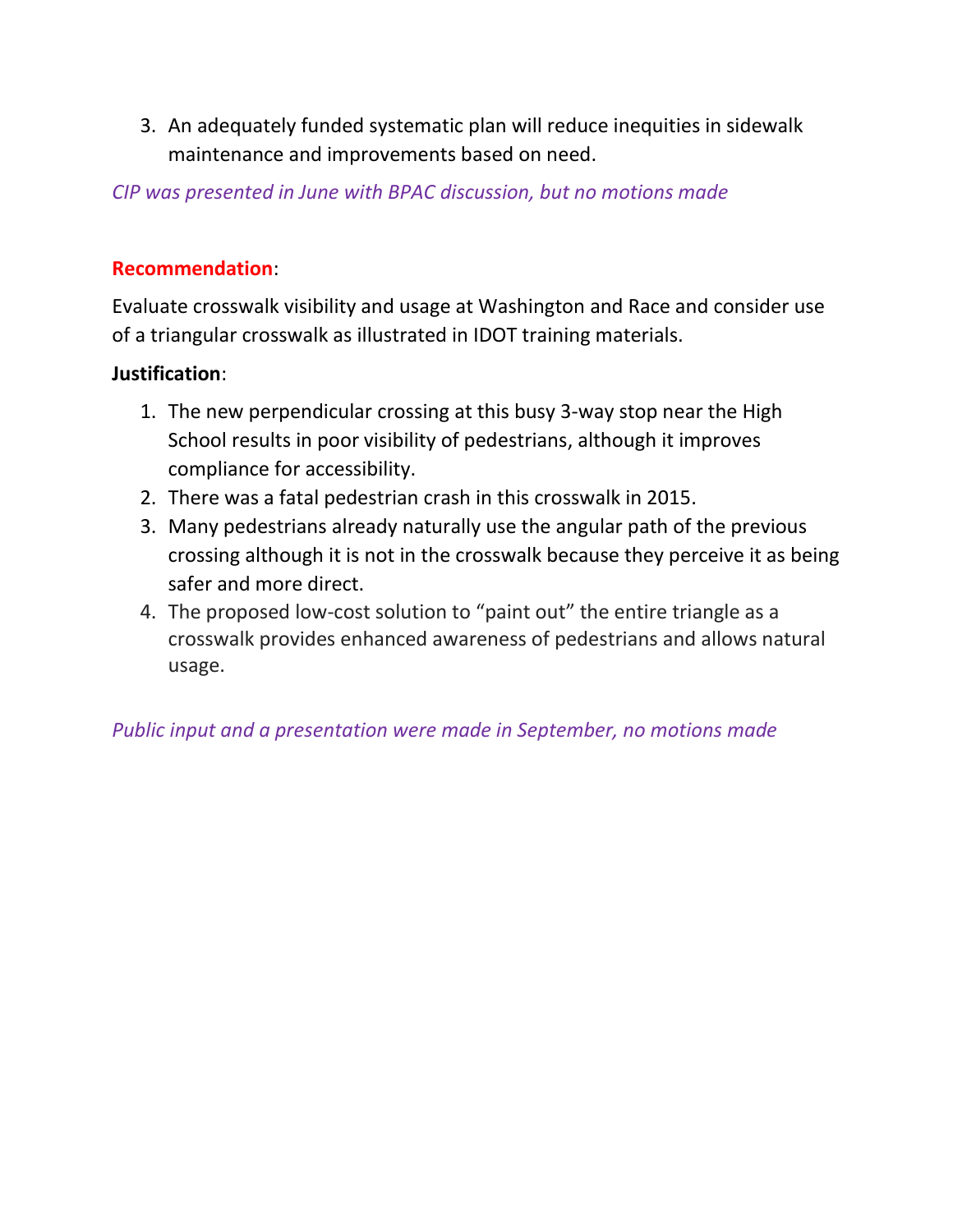3. An adequately funded systematic plan will reduce inequities in sidewalk maintenance and improvements based on need.

*CIP was presented in June with BPAC discussion, but no motions made*

**Recommendation**:

Evaluate crosswalk visibility and usage at Washington and Race and consider use of a triangular crosswalk as illustrated in IDOT training materials.

**Justification**:

1. The new perpendicular crossing at this busy 3-way stop near the High School results in poor visibility of pedestrians, although it improves compliance for accessibility.
2. There was a fatal pedestrian crash in this crosswalk in 2015.
3. Many pedestrians already naturally use the angular path of the previous crossing although it is not in the crosswalk because they perceive it as being safer and more direct.
4. The proposed low-cost solution to "paint out" the entire triangle as a crosswalk provides enhanced awareness of pedestrians and allows natural usage.

*Public input and a presentation were made in September, no motions made*